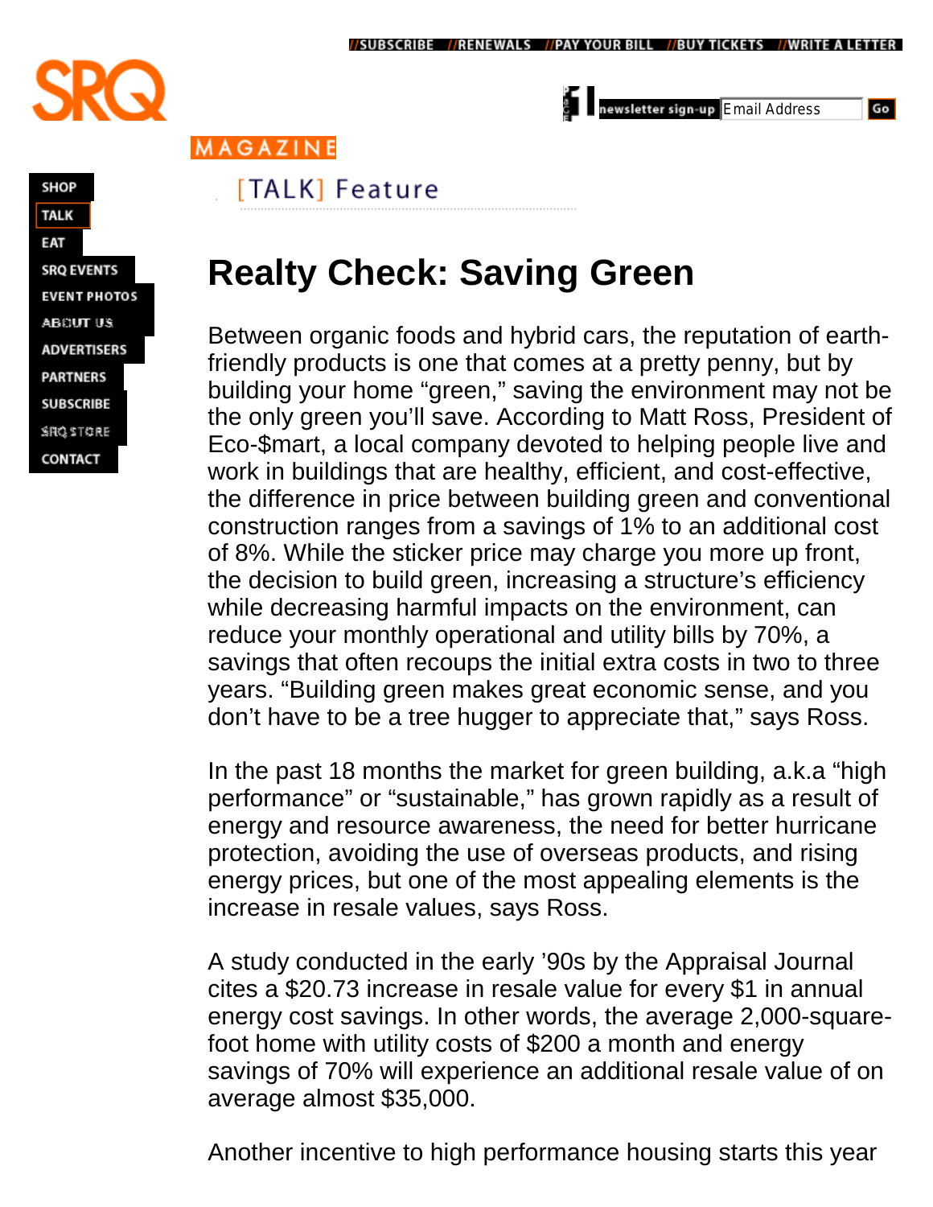[TALK] Feature

# Realty Check: Saving Green

Between organic foods and hybrid cars, the reputation of earth-friendly products is one that comes at a pretty penny, but by building your home "green," saving the environment may not be the only green you'll save. According to Matt Ross, President of Eco-$mart, a local company devoted to helping people live and work in buildings that are healthy, efficient, and cost-effective, the difference in price between building green and conventional construction ranges from a savings of 1% to an additional cost of 8%. While the sticker price may charge you more up front, the decision to build green, increasing a structure's efficiency while decreasing harmful impacts on the environment, can reduce your monthly operational and utility bills by 70%, a savings that often recoups the initial extra costs in two to three years. "Building green makes great economic sense, and you don't have to be a tree hugger to appreciate that," says Ross.

In the past 18 months the market for green building, a.k.a "high performance" or "sustainable," has grown rapidly as a result of energy and resource awareness, the need for better hurricane protection, avoiding the use of overseas products, and rising energy prices, but one of the most appealing elements is the increase in resale values, says Ross.

A study conducted in the early '90s by the Appraisal Journal cites a $20.73 increase in resale value for every $1 in annual energy cost savings. In other words, the average 2,000-square-foot home with utility costs of $200 a month and energy savings of 70% will experience an additional resale value of on average almost $35,000.

Another incentive to high performance housing starts this year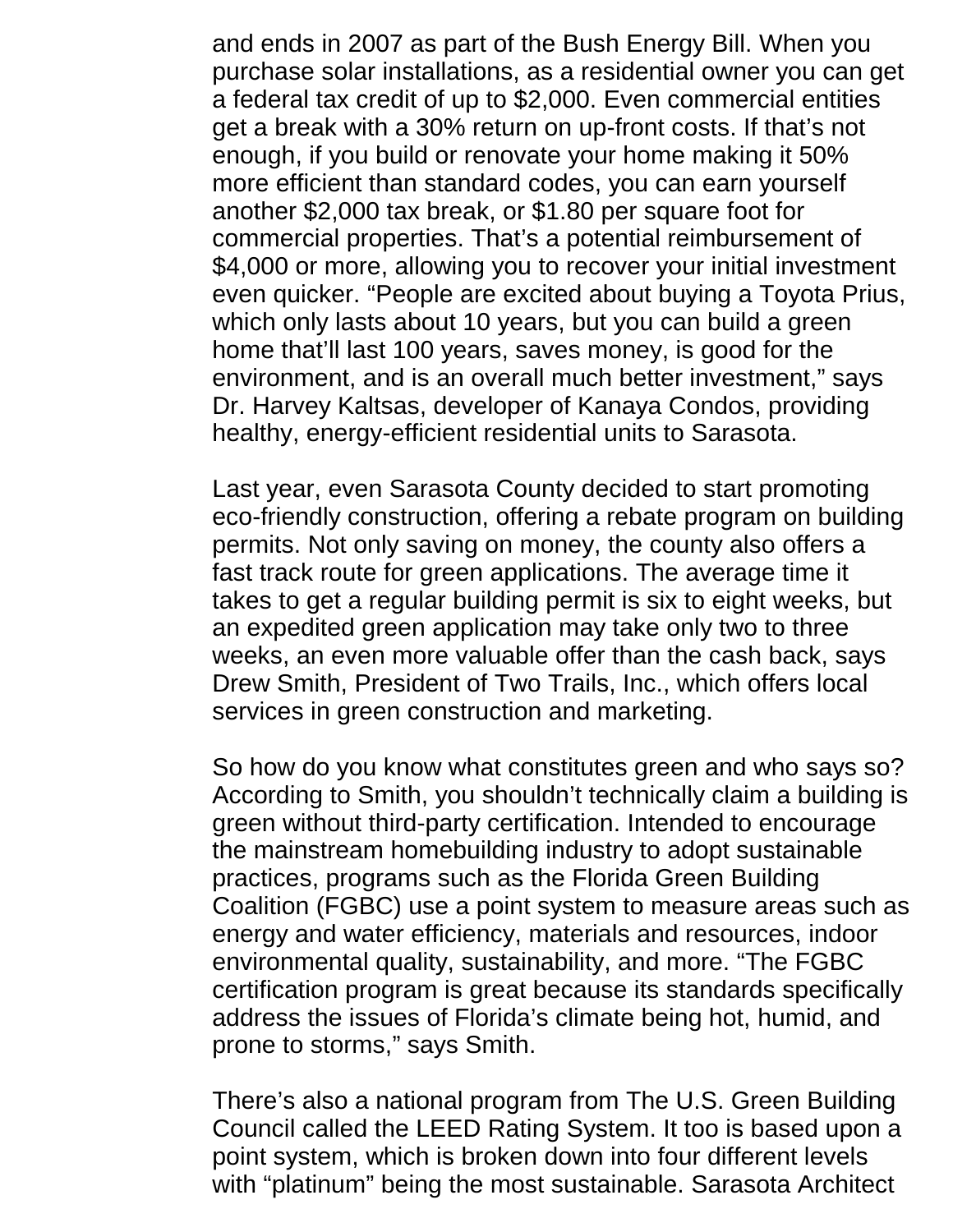and ends in 2007 as part of the Bush Energy Bill. When you purchase solar installations, as a residential owner you can get a federal tax credit of up to $2,000. Even commercial entities get a break with a 30% return on up-front costs. If that's not enough, if you build or renovate your home making it 50% more efficient than standard codes, you can earn yourself another $2,000 tax break, or $1.80 per square foot for commercial properties. That's a potential reimbursement of $4,000 or more, allowing you to recover your initial investment even quicker. "People are excited about buying a Toyota Prius, which only lasts about 10 years, but you can build a green home that'll last 100 years, saves money, is good for the environment, and is an overall much better investment," says Dr. Harvey Kaltsas, developer of Kanaya Condos, providing healthy, energy-efficient residential units to Sarasota.

Last year, even Sarasota County decided to start promoting eco-friendly construction, offering a rebate program on building permits. Not only saving on money, the county also offers a fast track route for green applications. The average time it takes to get a regular building permit is six to eight weeks, but an expedited green application may take only two to three weeks, an even more valuable offer than the cash back, says Drew Smith, President of Two Trails, Inc., which offers local services in green construction and marketing.

So how do you know what constitutes green and who says so? According to Smith, you shouldn't technically claim a building is green without third-party certification. Intended to encourage the mainstream homebuilding industry to adopt sustainable practices, programs such as the Florida Green Building Coalition (FGBC) use a point system to measure areas such as energy and water efficiency, materials and resources, indoor environmental quality, sustainability, and more. "The FGBC certification program is great because its standards specifically address the issues of Florida's climate being hot, humid, and prone to storms," says Smith.

There's also a national program from The U.S. Green Building Council called the LEED Rating System. It too is based upon a point system, which is broken down into four different levels with "platinum" being the most sustainable. Sarasota Architect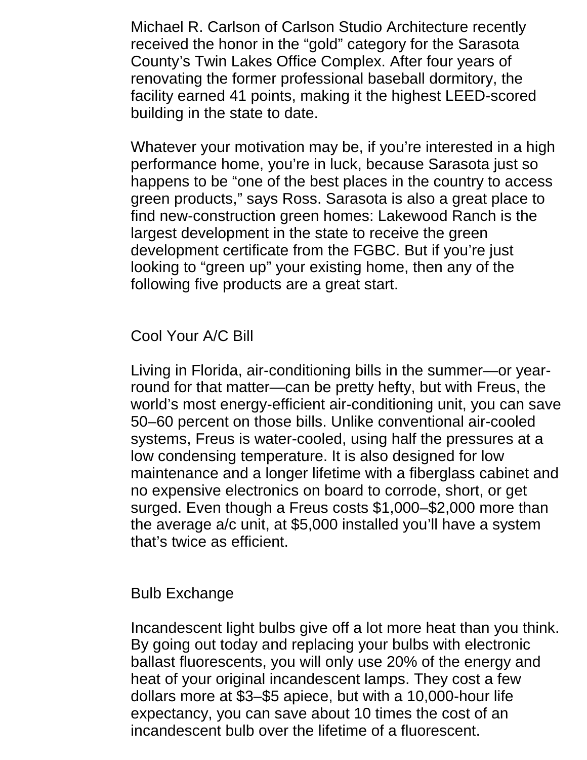Michael R. Carlson of Carlson Studio Architecture recently received the honor in the “gold” category for the Sarasota County’s Twin Lakes Office Complex. After four years of renovating the former professional baseball dormitory, the facility earned 41 points, making it the highest LEED-scored building in the state to date.

Whatever your motivation may be, if you’re interested in a high performance home, you’re in luck, because Sarasota just so happens to be “one of the best places in the country to access green products,” says Ross. Sarasota is also a great place to find new-construction green homes: Lakewood Ranch is the largest development in the state to receive the green development certificate from the FGBC. But if you’re just looking to “green up” your existing home, then any of the following five products are a great start.

## Cool Your A/C Bill

Living in Florida, air-conditioning bills in the summer—or year-round for that matter—can be pretty hefty, but with Freus, the world’s most energy-efficient air-conditioning unit, you can save 50–60 percent on those bills. Unlike conventional air-cooled systems, Freus is water-cooled, using half the pressures at a low condensing temperature. It is also designed for low maintenance and a longer lifetime with a fiberglass cabinet and no expensive electronics on board to corrode, short, or get surged. Even though a Freus costs $1,000–$2,000 more than the average a/c unit, at $5,000 installed you’ll have a system that’s twice as efficient.

## Bulb Exchange

Incandescent light bulbs give off a lot more heat than you think. By going out today and replacing your bulbs with electronic ballast fluorescents, you will only use 20% of the energy and heat of your original incandescent lamps. They cost a few dollars more at $3–$5 apiece, but with a 10,000-hour life expectancy, you can save about 10 times the cost of an incandescent bulb over the lifetime of a fluorescent.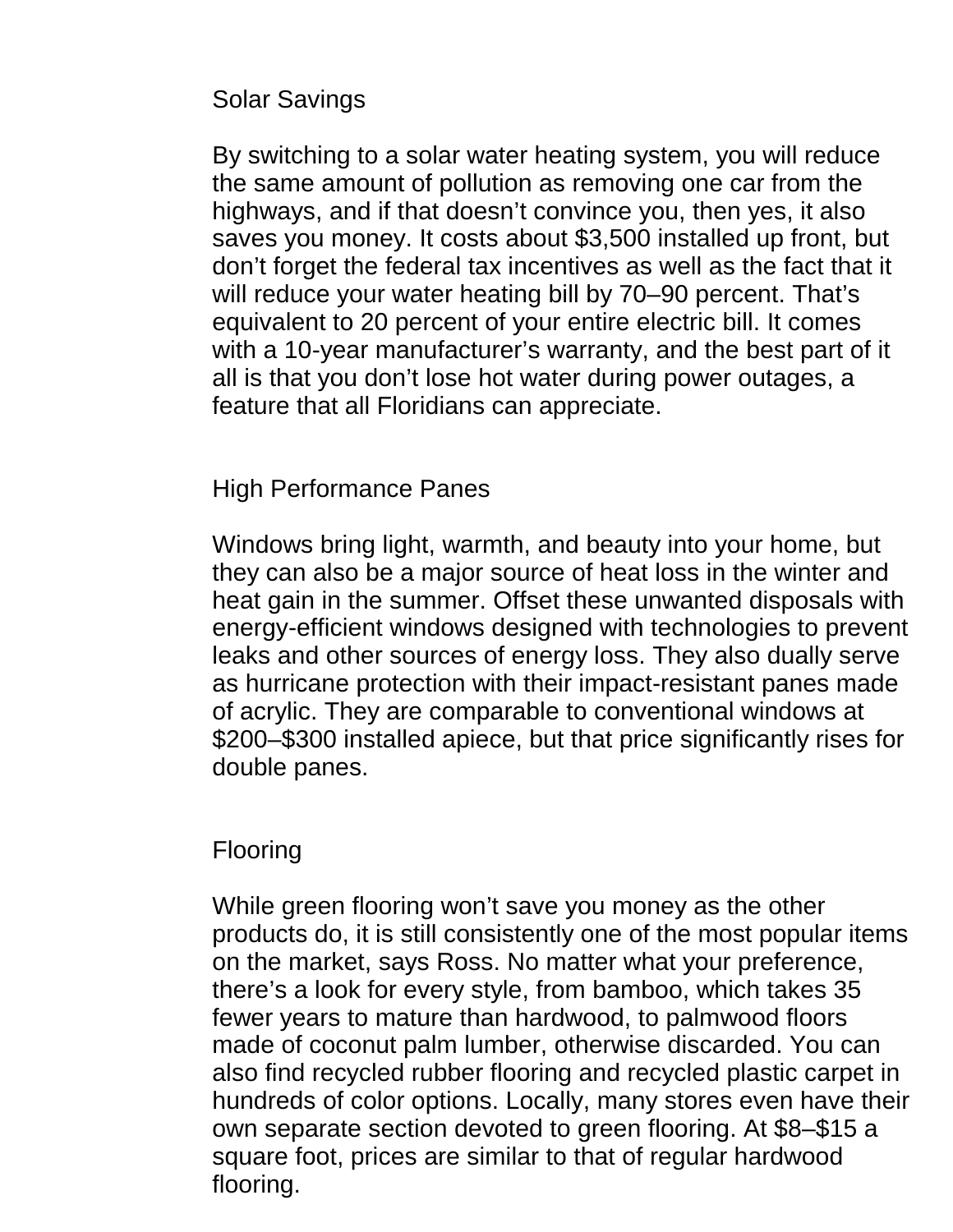## Solar Savings

By switching to a solar water heating system, you will reduce the same amount of pollution as removing one car from the highways, and if that doesn't convince you, then yes, it also saves you money. It costs about $3,500 installed up front, but don't forget the federal tax incentives as well as the fact that it will reduce your water heating bill by 70–90 percent. That's equivalent to 20 percent of your entire electric bill. It comes with a 10-year manufacturer's warranty, and the best part of it all is that you don't lose hot water during power outages, a feature that all Floridians can appreciate.

## High Performance Panes

Windows bring light, warmth, and beauty into your home, but they can also be a major source of heat loss in the winter and heat gain in the summer. Offset these unwanted disposals with energy-efficient windows designed with technologies to prevent leaks and other sources of energy loss. They also dually serve as hurricane protection with their impact-resistant panes made of acrylic. They are comparable to conventional windows at $200–$300 installed apiece, but that price significantly rises for double panes.

## Flooring

While green flooring won't save you money as the other products do, it is still consistently one of the most popular items on the market, says Ross. No matter what your preference, there's a look for every style, from bamboo, which takes 35 fewer years to mature than hardwood, to palmwood floors made of coconut palm lumber, otherwise discarded. You can also find recycled rubber flooring and recycled plastic carpet in hundreds of color options. Locally, many stores even have their own separate section devoted to green flooring. At $8–$15 a square foot, prices are similar to that of regular hardwood flooring.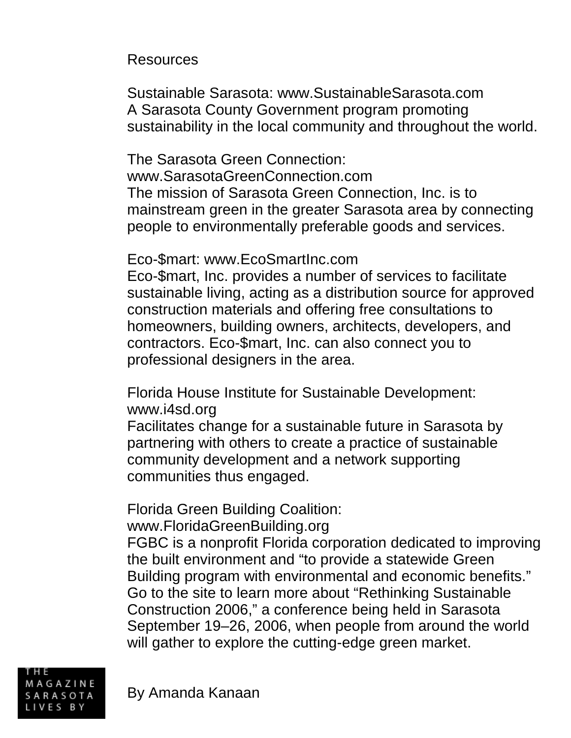## Resources

Sustainable Sarasota: www.SustainableSarasota.com
A Sarasota County Government program promoting sustainability in the local community and throughout the world.

The Sarasota Green Connection: www.SarasotaGreenConnection.com
The mission of Sarasota Green Connection, Inc. is to mainstream green in the greater Sarasota area by connecting people to environmentally preferable goods and services.

Eco-$mart: www.EcoSmartInc.com
Eco-$mart, Inc. provides a number of services to facilitate sustainable living, acting as a distribution source for approved construction materials and offering free consultations to homeowners, building owners, architects, developers, and contractors. Eco-$mart, Inc. can also connect you to professional designers in the area.

Florida House Institute for Sustainable Development: www.i4sd.org
Facilitates change for a sustainable future in Sarasota by partnering with others to create a practice of sustainable community development and a network supporting communities thus engaged.

Florida Green Building Coalition: www.FloridaGreenBuilding.org
FGBC is a nonprofit Florida corporation dedicated to improving the built environment and “to provide a statewide Green Building program with environmental and economic benefits.” Go to the site to learn more about “Rethinking Sustainable Construction 2006,” a conference being held in Sarasota September 19–26, 2006, when people from around the world will gather to explore the cutting-edge green market.

By Amanda Kanaan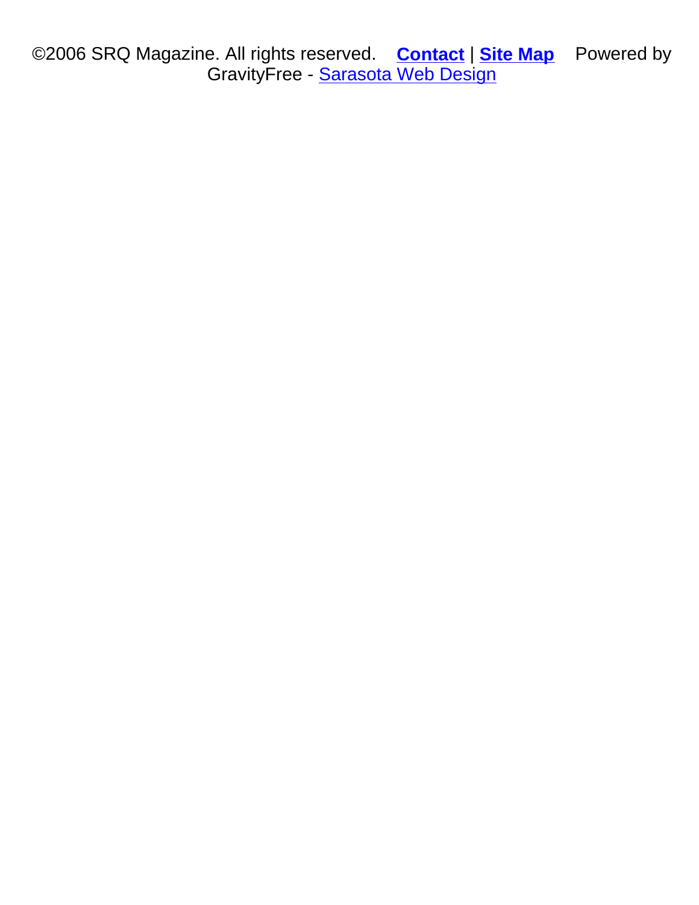©2006 SRQ Magazine. All rights reserved. **Contact** | **Site Map** Powered by GravityFree - Sarasota Web Design